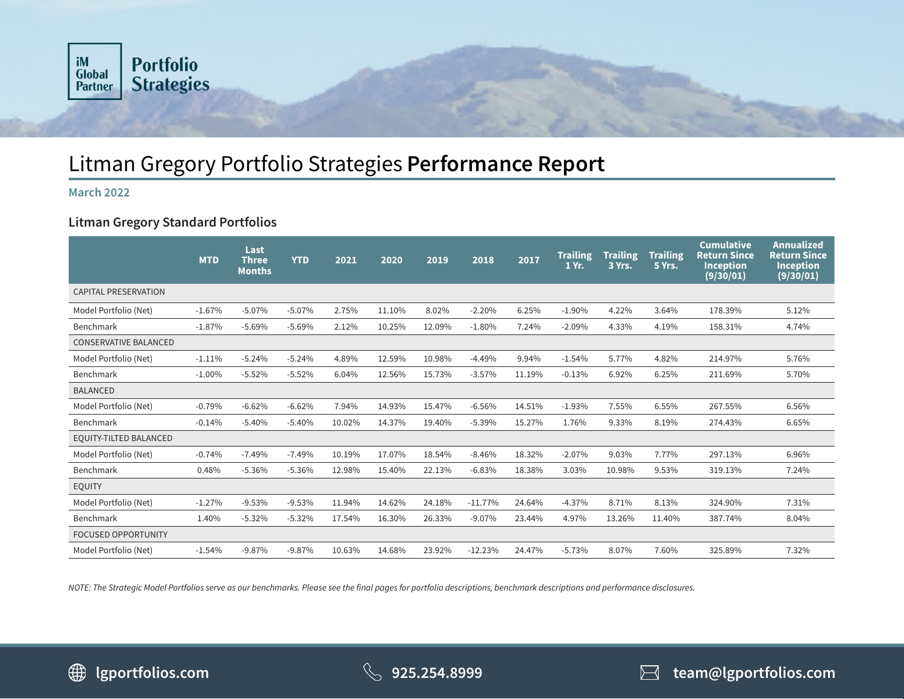iM Global Partner **Portfolio Strategies**

# Litman Gregory Portfolio Strategies **Performance Report**

March 2022

## Litman Gregory Standard Portfolios

| | MTD | Last Three Months | YTD | 2021 | 2020 | 2019 | 2018 | 2017 | Trailing 1 Yr. | Trailing 3 Yrs. | Trailing 5 Yrs. | Cumulative Return Since Inception (9/30/01) | Annualized Return Since Inception (9/30/01) |
|---|---|---|---|---|---|---|---|---|---|---|---|---|---|
| CAPITAL PRESERVATION | | | | | | | | | | | | | |
| Model Portfolio (Net) | -1.67% | -5.07% | -5.07% | 2.75% | 11.10% | 8.02% | -2.20% | 6.25% | -1.90% | 4.22% | 3.64% | 178.39% | 5.12% |
| Benchmark | -1.87% | -5.69% | -5.69% | 2.12% | 10.25% | 12.09% | -1.80% | 7.24% | -2.09% | 4.33% | 4.19% | 158.31% | 4.74% |
| CONSERVATIVE BALANCED | | | | | | | | | | | | | |
| Model Portfolio (Net) | -1.11% | -5.24% | -5.24% | 4.89% | 12.59% | 10.98% | -4.49% | 9.94% | -1.54% | 5.77% | 4.82% | 214.97% | 5.76% |
| Benchmark | -1.00% | -5.52% | -5.52% | 6.04% | 12.56% | 15.73% | -3.57% | 11.19% | -0.13% | 6.92% | 6.25% | 211.69% | 5.70% |
| BALANCED | | | | | | | | | | | | | |
| Model Portfolio (Net) | -0.79% | -6.62% | -6.62% | 7.94% | 14.93% | 15.47% | -6.56% | 14.51% | -1.93% | 7.55% | 6.55% | 267.55% | 6.56% |
| Benchmark | -0.14% | -5.40% | -5.40% | 10.02% | 14.37% | 19.40% | -5.39% | 15.27% | 1.76% | 9.33% | 8.19% | 274.43% | 6.65% |
| EQUITY-TILTED BALANCED | | | | | | | | | | | | | |
| Model Portfolio (Net) | -0.74% | -7.49% | -7.49% | 10.19% | 17.07% | 18.54% | -8.46% | 18.32% | -2.07% | 9.03% | 7.77% | 297.13% | 6.96% |
| Benchmark | 0.48% | -5.36% | -5.36% | 12.98% | 15.40% | 22.13% | -6.83% | 18.38% | 3.03% | 10.98% | 9.53% | 319.13% | 7.24% |
| EQUITY | | | | | | | | | | | | | |
| Model Portfolio (Net) | -1.27% | -9.53% | -9.53% | 11.94% | 14.62% | 24.18% | -11.77% | 24.64% | -4.37% | 8.71% | 8.13% | 324.90% | 7.31% |
| Benchmark | 1.40% | -5.32% | -5.32% | 17.54% | 16.30% | 26.33% | -9.07% | 23.44% | 4.97% | 13.26% | 11.40% | 387.74% | 8.04% |
| FOCUSED OPPORTUNITY | | | | | | | | | | | | | |
| Model Portfolio (Net) | -1.54% | -9.87% | -9.87% | 10.63% | 14.68% | 23.92% | -12.23% | 24.47% | -5.73% | 8.07% | 7.60% | 325.89% | 7.32% |

*NOTE: The Strategic Model Portfolios serve as our benchmarks. Please see the final pages for portfolio descriptions, benchmark descriptions and performance disclosures.*

lgportfolios.com    925.254.8999    team@lgportfolios.com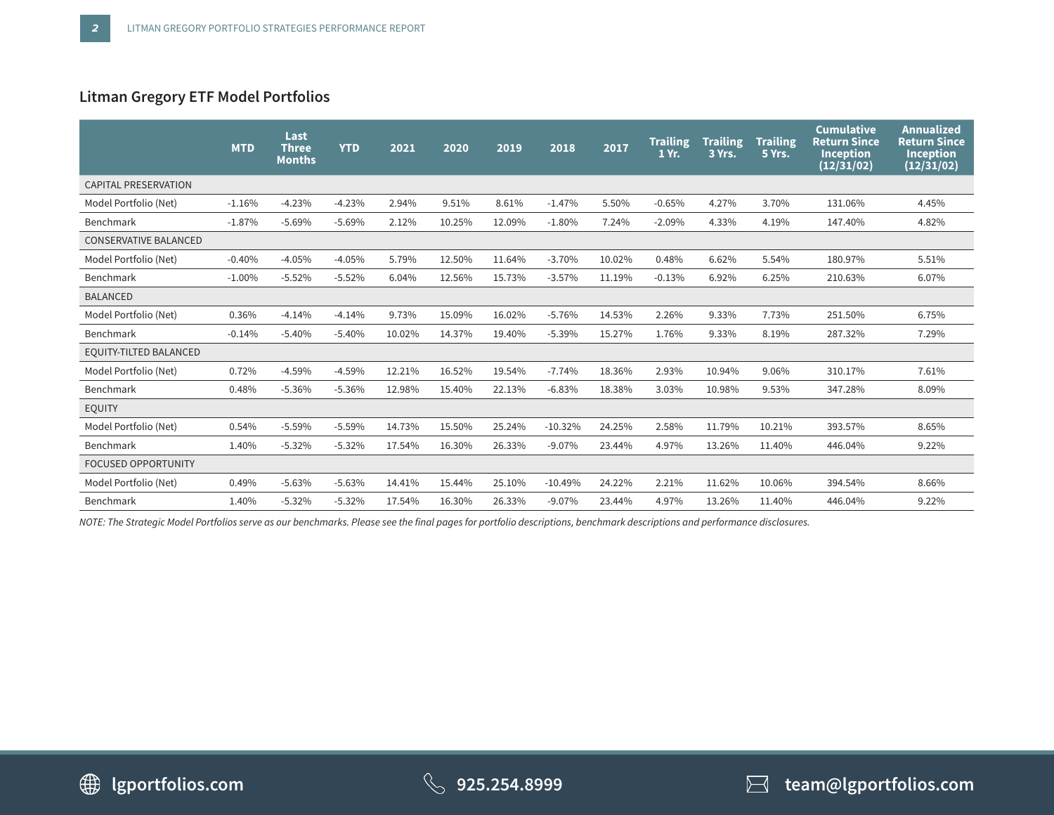## Litman Gregory ETF Model Portfolios

| | MTD | Last Three Months | YTD | 2021 | 2020 | 2019 | 2018 | 2017 | Trailing 1 Yr. | Trailing 3 Yrs. | Trailing 5 Yrs. | Cumulative Return Since Inception (12/31/02) | Annualized Return Since Inception (12/31/02) |
|---|---|---|---|---|---|---|---|---|---|---|---|---|---|
| CAPITAL PRESERVATION | | | | | | | | | | | | | |
| Model Portfolio (Net) | -1.16% | -4.23% | -4.23% | 2.94% | 9.51% | 8.61% | -1.47% | 5.50% | -0.65% | 4.27% | 3.70% | 131.06% | 4.45% |
| Benchmark | -1.87% | -5.69% | -5.69% | 2.12% | 10.25% | 12.09% | -1.80% | 7.24% | -2.09% | 4.33% | 4.19% | 147.40% | 4.82% |
| CONSERVATIVE BALANCED | | | | | | | | | | | | | |
| Model Portfolio (Net) | -0.40% | -4.05% | -4.05% | 5.79% | 12.50% | 11.64% | -3.70% | 10.02% | 0.48% | 6.62% | 5.54% | 180.97% | 5.51% |
| Benchmark | -1.00% | -5.52% | -5.52% | 6.04% | 12.56% | 15.73% | -3.57% | 11.19% | -0.13% | 6.92% | 6.25% | 210.63% | 6.07% |
| BALANCED | | | | | | | | | | | | | |
| Model Portfolio (Net) | 0.36% | -4.14% | -4.14% | 9.73% | 15.09% | 16.02% | -5.76% | 14.53% | 2.26% | 9.33% | 7.73% | 251.50% | 6.75% |
| Benchmark | -0.14% | -5.40% | -5.40% | 10.02% | 14.37% | 19.40% | -5.39% | 15.27% | 1.76% | 9.33% | 8.19% | 287.32% | 7.29% |
| EQUITY-TILTED BALANCED | | | | | | | | | | | | | |
| Model Portfolio (Net) | 0.72% | -4.59% | -4.59% | 12.21% | 16.52% | 19.54% | -7.74% | 18.36% | 2.93% | 10.94% | 9.06% | 310.17% | 7.61% |
| Benchmark | 0.48% | -5.36% | -5.36% | 12.98% | 15.40% | 22.13% | -6.83% | 18.38% | 3.03% | 10.98% | 9.53% | 347.28% | 8.09% |
| EQUITY | | | | | | | | | | | | | |
| Model Portfolio (Net) | 0.54% | -5.59% | -5.59% | 14.73% | 15.50% | 25.24% | -10.32% | 24.25% | 2.58% | 11.79% | 10.21% | 393.57% | 8.65% |
| Benchmark | 1.40% | -5.32% | -5.32% | 17.54% | 16.30% | 26.33% | -9.07% | 23.44% | 4.97% | 13.26% | 11.40% | 446.04% | 9.22% |
| FOCUSED OPPORTUNITY | | | | | | | | | | | | | |
| Model Portfolio (Net) | 0.49% | -5.63% | -5.63% | 14.41% | 15.44% | 25.10% | -10.49% | 24.22% | 2.21% | 11.62% | 10.06% | 394.54% | 8.66% |
| Benchmark | 1.40% | -5.32% | -5.32% | 17.54% | 16.30% | 26.33% | -9.07% | 23.44% | 4.97% | 13.26% | 11.40% | 446.04% | 9.22% |

*NOTE: The Strategic Model Portfolios serve as our benchmarks. Please see the final pages for portfolio descriptions, benchmark descriptions and performance disclosures.*

lgportfolios.com  925.254.8999  team@lgportfolios.com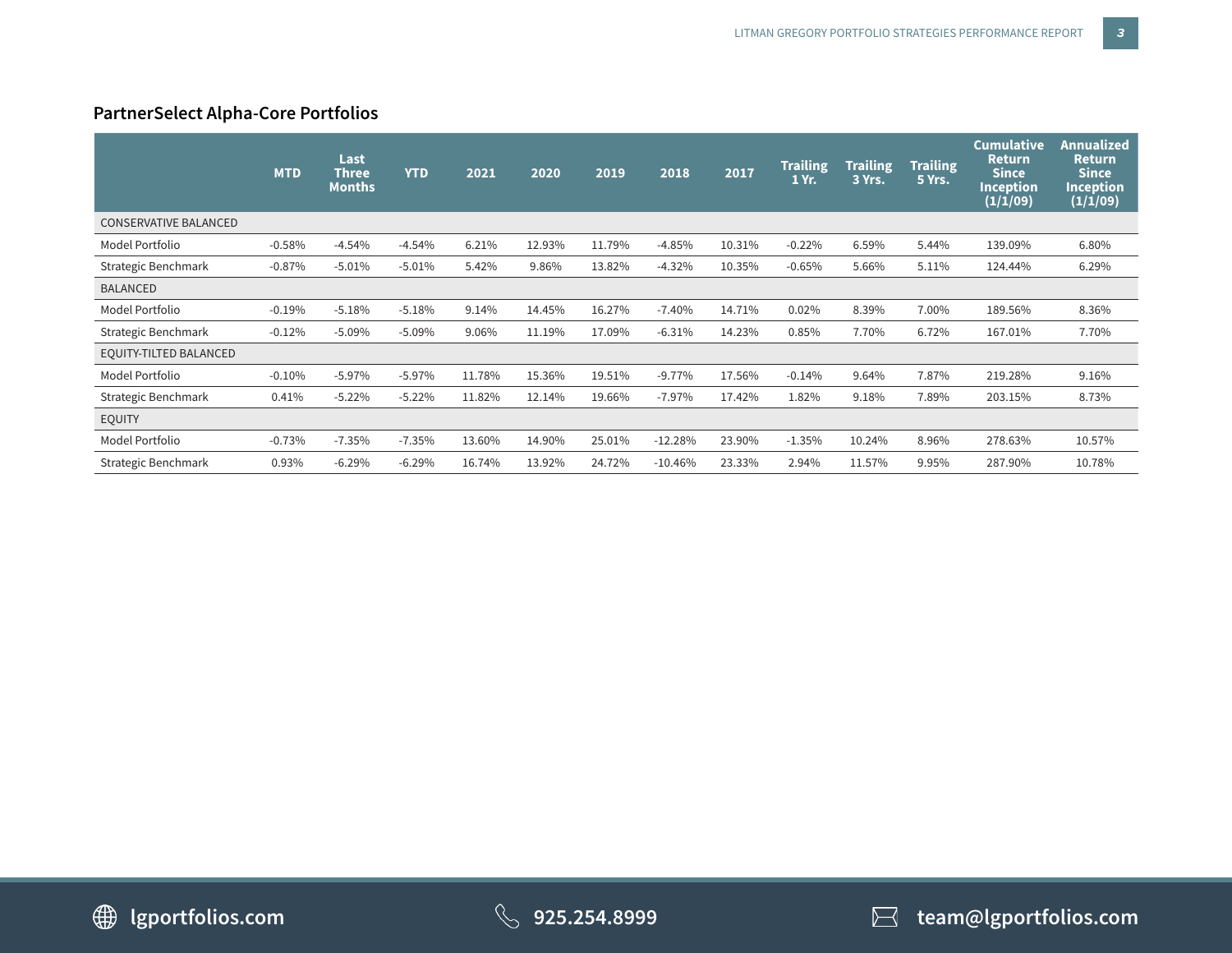## PartnerSelect Alpha-Core Portfolios

| | MTD | Last Three Months | YTD | 2021 | 2020 | 2019 | 2018 | 2017 | Trailing 1 Yr. | Trailing 3 Yrs. | Trailing 5 Yrs. | Cumulative Return Since Inception (1/1/09) | Annualized Return Since Inception (1/1/09) |
|---|---|---|---|---|---|---|---|---|---|---|---|---|---|
| CONSERVATIVE BALANCED | | | | | | | | | | | | | |
| Model Portfolio | -0.58% | -4.54% | -4.54% | 6.21% | 12.93% | 11.79% | -4.85% | 10.31% | -0.22% | 6.59% | 5.44% | 139.09% | 6.80% |
| Strategic Benchmark | -0.87% | -5.01% | -5.01% | 5.42% | 9.86% | 13.82% | -4.32% | 10.35% | -0.65% | 5.66% | 5.11% | 124.44% | 6.29% |
| BALANCED | | | | | | | | | | | | | |
| Model Portfolio | -0.19% | -5.18% | -5.18% | 9.14% | 14.45% | 16.27% | -7.40% | 14.71% | 0.02% | 8.39% | 7.00% | 189.56% | 8.36% |
| Strategic Benchmark | -0.12% | -5.09% | -5.09% | 9.06% | 11.19% | 17.09% | -6.31% | 14.23% | 0.85% | 7.70% | 6.72% | 167.01% | 7.70% |
| EQUITY-TILTED BALANCED | | | | | | | | | | | | | |
| Model Portfolio | -0.10% | -5.97% | -5.97% | 11.78% | 15.36% | 19.51% | -9.77% | 17.56% | -0.14% | 9.64% | 7.87% | 219.28% | 9.16% |
| Strategic Benchmark | 0.41% | -5.22% | -5.22% | 11.82% | 12.14% | 19.66% | -7.97% | 17.42% | 1.82% | 9.18% | 7.89% | 203.15% | 8.73% |
| EQUITY | | | | | | | | | | | | | |
| Model Portfolio | -0.73% | -7.35% | -7.35% | 13.60% | 14.90% | 25.01% | -12.28% | 23.90% | -1.35% | 10.24% | 8.96% | 278.63% | 10.57% |
| Strategic Benchmark | 0.93% | -6.29% | -6.29% | 16.74% | 13.92% | 24.72% | -10.46% | 23.33% | 2.94% | 11.57% | 9.95% | 287.90% | 10.78% |

lgportfolios.com  925.254.8999  team@lgportfolios.com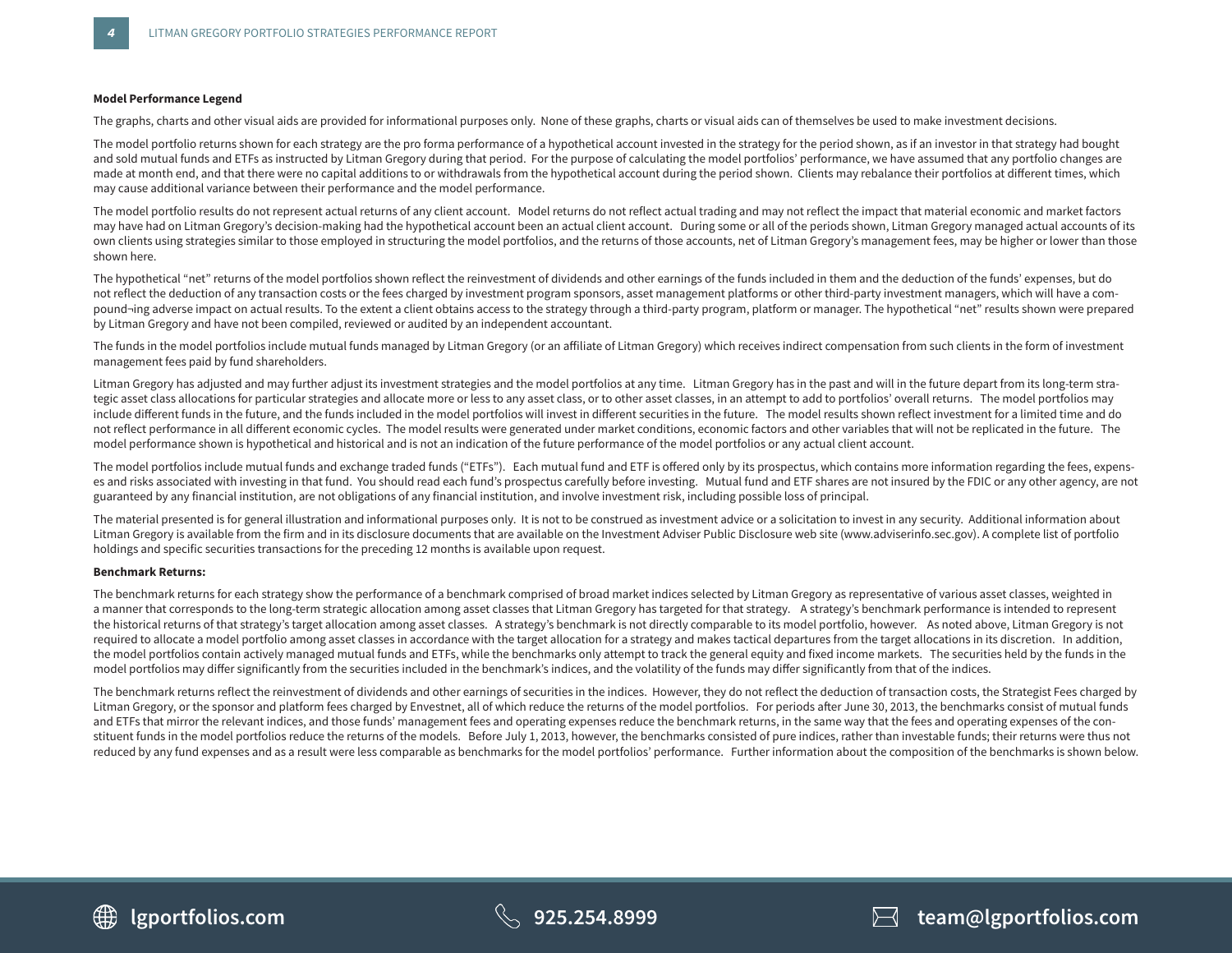**Model Performance Legend**

The graphs, charts and other visual aids are provided for informational purposes only. None of these graphs, charts or visual aids can of themselves be used to make investment decisions.

The model portfolio returns shown for each strategy are the pro forma performance of a hypothetical account invested in the strategy for the period shown, as if an investor in that strategy had bought and sold mutual funds and ETFs as instructed by Litman Gregory during that period. For the purpose of calculating the model portfolios' performance, we have assumed that any portfolio changes are made at month end, and that there were no capital additions to or withdrawals from the hypothetical account during the period shown. Clients may rebalance their portfolios at different times, which may cause additional variance between their performance and the model performance.

The model portfolio results do not represent actual returns of any client account. Model returns do not reflect actual trading and may not reflect the impact that material economic and market factors may have had on Litman Gregory's decision-making had the hypothetical account been an actual client account. During some or all of the periods shown, Litman Gregory managed actual accounts of its own clients using strategies similar to those employed in structuring the model portfolios, and the returns of those accounts, net of Litman Gregory's management fees, may be higher or lower than those shown here.

The hypothetical "net" returns of the model portfolios shown reflect the reinvestment of dividends and other earnings of the funds included in them and the deduction of the funds' expenses, but do not reflect the deduction of any transaction costs or the fees charged by investment program sponsors, asset management platforms or other third-party investment managers, which will have a compound¬ing adverse impact on actual results. To the extent a client obtains access to the strategy through a third-party program, platform or manager. The hypothetical "net" results shown were prepared by Litman Gregory and have not been compiled, reviewed or audited by an independent accountant.

The funds in the model portfolios include mutual funds managed by Litman Gregory (or an affiliate of Litman Gregory) which receives indirect compensation from such clients in the form of investment management fees paid by fund shareholders.

Litman Gregory has adjusted and may further adjust its investment strategies and the model portfolios at any time. Litman Gregory has in the past and will in the future depart from its long-term strategic asset class allocations for particular strategies and allocate more or less to any asset class, or to other asset classes, in an attempt to add to portfolios' overall returns. The model portfolios may include different funds in the future, and the funds included in the model portfolios will invest in different securities in the future. The model results shown reflect investment for a limited time and do not reflect performance in all different economic cycles. The model results were generated under market conditions, economic factors and other variables that will not be replicated in the future. The model performance shown is hypothetical and historical and is not an indication of the future performance of the model portfolios or any actual client account.

The model portfolios include mutual funds and exchange traded funds ("ETFs"). Each mutual fund and ETF is offered only by its prospectus, which contains more information regarding the fees, expenses and risks associated with investing in that fund. You should read each fund's prospectus carefully before investing. Mutual fund and ETF shares are not insured by the FDIC or any other agency, are not guaranteed by any financial institution, are not obligations of any financial institution, and involve investment risk, including possible loss of principal.

The material presented is for general illustration and informational purposes only. It is not to be construed as investment advice or a solicitation to invest in any security. Additional information about Litman Gregory is available from the firm and in its disclosure documents that are available on the Investment Adviser Public Disclosure web site (www.adviserinfo.sec.gov). A complete list of portfolio holdings and specific securities transactions for the preceding 12 months is available upon request.

**Benchmark Returns:**

The benchmark returns for each strategy show the performance of a benchmark comprised of broad market indices selected by Litman Gregory as representative of various asset classes, weighted in a manner that corresponds to the long-term strategic allocation among asset classes that Litman Gregory has targeted for that strategy. A strategy's benchmark performance is intended to represent the historical returns of that strategy's target allocation among asset classes. A strategy's benchmark is not directly comparable to its model portfolio, however. As noted above, Litman Gregory is not required to allocate a model portfolio among asset classes in accordance with the target allocation for a strategy and makes tactical departures from the target allocations in its discretion. In addition, the model portfolios contain actively managed mutual funds and ETFs, while the benchmarks only attempt to track the general equity and fixed income markets. The securities held by the funds in the model portfolios may differ significantly from the securities included in the benchmark's indices, and the volatility of the funds may differ significantly from that of the indices.

The benchmark returns reflect the reinvestment of dividends and other earnings of securities in the indices. However, they do not reflect the deduction of transaction costs, the Strategist Fees charged by Litman Gregory, or the sponsor and platform fees charged by Envestnet, all of which reduce the returns of the model portfolios. For periods after June 30, 2013, the benchmarks consist of mutual funds and ETFs that mirror the relevant indices, and those funds' management fees and operating expenses reduce the benchmark returns, in the same way that the fees and operating expenses of the constituent funds in the model portfolios reduce the returns of the models. Before July 1, 2013, however, the benchmarks consisted of pure indices, rather than investable funds; their returns were thus not reduced by any fund expenses and as a result were less comparable as benchmarks for the model portfolios' performance. Further information about the composition of the benchmarks is shown below.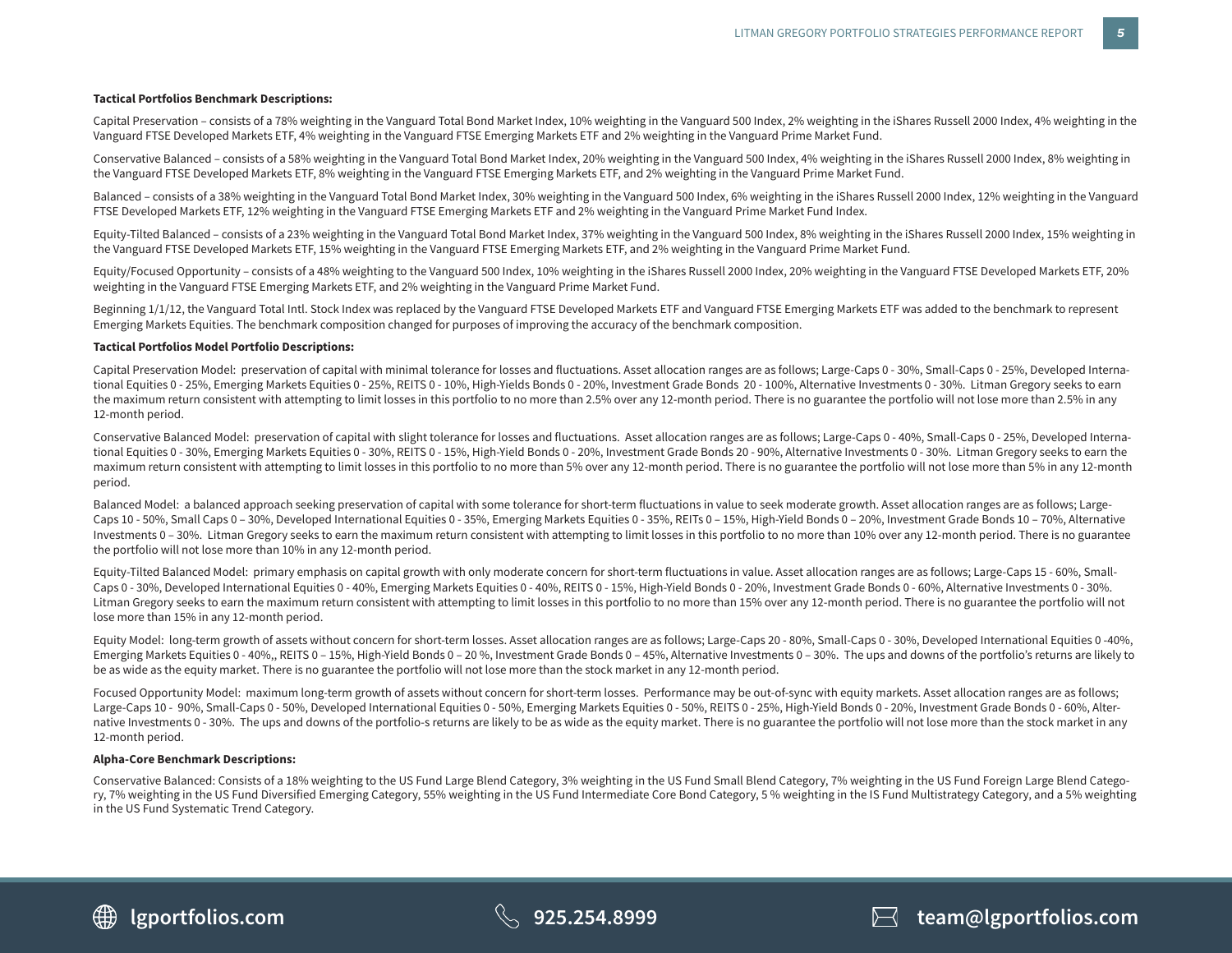**Tactical Portfolios Benchmark Descriptions:**

Capital Preservation – consists of a 78% weighting in the Vanguard Total Bond Market Index, 10% weighting in the Vanguard 500 Index, 2% weighting in the iShares Russell 2000 Index, 4% weighting in the Vanguard FTSE Developed Markets ETF, 4% weighting in the Vanguard FTSE Emerging Markets ETF and 2% weighting in the Vanguard Prime Market Fund.

Conservative Balanced – consists of a 58% weighting in the Vanguard Total Bond Market Index, 20% weighting in the Vanguard 500 Index, 4% weighting in the iShares Russell 2000 Index, 8% weighting in the Vanguard FTSE Developed Markets ETF, 8% weighting in the Vanguard FTSE Emerging Markets ETF, and 2% weighting in the Vanguard Prime Market Fund.

Balanced – consists of a 38% weighting in the Vanguard Total Bond Market Index, 30% weighting in the Vanguard 500 Index, 6% weighting in the iShares Russell 2000 Index, 12% weighting in the Vanguard FTSE Developed Markets ETF, 12% weighting in the Vanguard FTSE Emerging Markets ETF and 2% weighting in the Vanguard Prime Market Fund Index.

Equity-Tilted Balanced – consists of a 23% weighting in the Vanguard Total Bond Market Index, 37% weighting in the Vanguard 500 Index, 8% weighting in the iShares Russell 2000 Index, 15% weighting in the Vanguard FTSE Developed Markets ETF, 15% weighting in the Vanguard FTSE Emerging Markets ETF, and 2% weighting in the Vanguard Prime Market Fund.

Equity/Focused Opportunity – consists of a 48% weighting to the Vanguard 500 Index, 10% weighting in the iShares Russell 2000 Index, 20% weighting in the Vanguard FTSE Developed Markets ETF, 20% weighting in the Vanguard FTSE Emerging Markets ETF, and 2% weighting in the Vanguard Prime Market Fund.

Beginning 1/1/12, the Vanguard Total Intl. Stock Index was replaced by the Vanguard FTSE Developed Markets ETF and Vanguard FTSE Emerging Markets ETF was added to the benchmark to represent Emerging Markets Equities. The benchmark composition changed for purposes of improving the accuracy of the benchmark composition.

**Tactical Portfolios Model Portfolio Descriptions:**

Capital Preservation Model: preservation of capital with minimal tolerance for losses and fluctuations. Asset allocation ranges are as follows; Large-Caps 0 - 30%, Small-Caps 0 - 25%, Developed International Equities 0 - 25%, Emerging Markets Equities 0 - 25%, REITS 0 - 10%, High-Yields Bonds 0 - 20%, Investment Grade Bonds 20 - 100%, Alternative Investments 0 - 30%. Litman Gregory seeks to earn the maximum return consistent with attempting to limit losses in this portfolio to no more than 2.5% over any 12-month period. There is no guarantee the portfolio will not lose more than 2.5% in any 12-month period.

Conservative Balanced Model: preservation of capital with slight tolerance for losses and fluctuations. Asset allocation ranges are as follows; Large-Caps 0 - 40%, Small-Caps 0 - 25%, Developed International Equities 0 - 30%, Emerging Markets Equities 0 - 30%, REITS 0 - 15%, High-Yield Bonds 0 - 20%, Investment Grade Bonds 20 - 90%, Alternative Investments 0 - 30%. Litman Gregory seeks to earn the maximum return consistent with attempting to limit losses in this portfolio to no more than 5% over any 12-month period. There is no guarantee the portfolio will not lose more than 5% in any 12-month period.

Balanced Model: a balanced approach seeking preservation of capital with some tolerance for short-term fluctuations in value to seek moderate growth. Asset allocation ranges are as follows; Large-Caps 10 - 50%, Small Caps 0 – 30%, Developed International Equities 0 - 35%, Emerging Markets Equities 0 - 35%, REITs 0 – 15%, High-Yield Bonds 0 – 20%, Investment Grade Bonds 10 – 70%, Alternative Investments 0 – 30%. Litman Gregory seeks to earn the maximum return consistent with attempting to limit losses in this portfolio to no more than 10% over any 12-month period. There is no guarantee the portfolio will not lose more than 10% in any 12-month period.

Equity-Tilted Balanced Model: primary emphasis on capital growth with only moderate concern for short-term fluctuations in value. Asset allocation ranges are as follows; Large-Caps 15 - 60%, Small-Caps 0 - 30%, Developed International Equities 0 - 40%, Emerging Markets Equities 0 - 40%, REITS 0 - 15%, High-Yield Bonds 0 - 20%, Investment Grade Bonds 0 - 60%, Alternative Investments 0 - 30%. Litman Gregory seeks to earn the maximum return consistent with attempting to limit losses in this portfolio to no more than 15% over any 12-month period. There is no guarantee the portfolio will not lose more than 15% in any 12-month period.

Equity Model: long-term growth of assets without concern for short-term losses. Asset allocation ranges are as follows; Large-Caps 20 - 80%, Small-Caps 0 - 30%, Developed International Equities 0 -40%, Emerging Markets Equities 0 - 40%,, REITS 0 – 15%, High-Yield Bonds 0 – 20 %, Investment Grade Bonds 0 – 45%, Alternative Investments 0 – 30%. The ups and downs of the portfolio's returns are likely to be as wide as the equity market. There is no guarantee the portfolio will not lose more than the stock market in any 12-month period.

Focused Opportunity Model: maximum long-term growth of assets without concern for short-term losses. Performance may be out-of-sync with equity markets. Asset allocation ranges are as follows; Large-Caps 10 - 90%, Small-Caps 0 - 50%, Developed International Equities 0 - 50%, Emerging Markets Equities 0 - 50%, REITS 0 - 25%, High-Yield Bonds 0 - 20%, Investment Grade Bonds 0 - 60%, Alternative Investments 0 - 30%. The ups and downs of the portfolio-s returns are likely to be as wide as the equity market. There is no guarantee the portfolio will not lose more than the stock market in any 12-month period.

**Alpha-Core Benchmark Descriptions:**

Conservative Balanced: Consists of a 18% weighting to the US Fund Large Blend Category, 3% weighting in the US Fund Small Blend Category, 7% weighting in the US Fund Foreign Large Blend Category, 7% weighting in the US Fund Diversified Emerging Category, 55% weighting in the US Fund Intermediate Core Bond Category, 5 % weighting in the IS Fund Multistrategy Category, and a 5% weighting in the US Fund Systematic Trend Category.

lgportfolios.com 925.254.8999 team@lgportfolios.com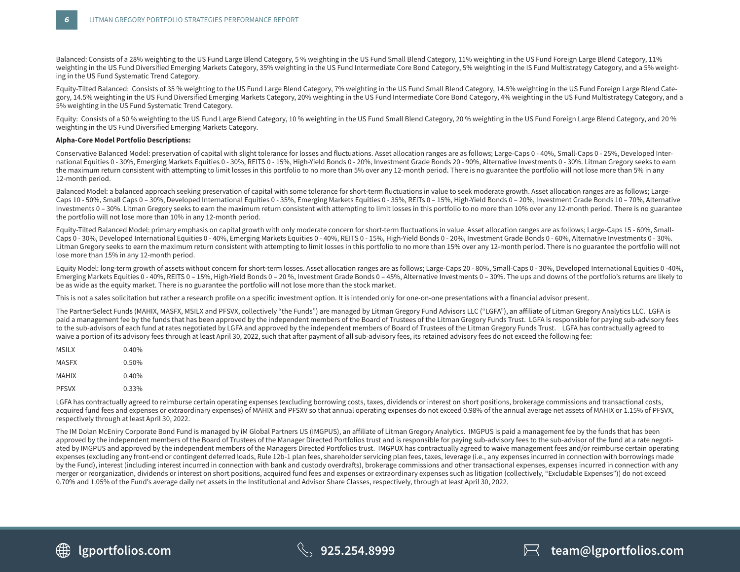Balanced: Consists of a 28% weighting to the US Fund Large Blend Category, 5 % weighting in the US Fund Small Blend Category, 11% weighting in the US Fund Foreign Large Blend Category, 11% weighting in the US Fund Diversified Emerging Markets Category, 35% weighting in the US Fund Intermediate Core Bond Category, 5% weighting in the IS Fund Multistrategy Category, and a 5% weighting in the US Fund Systematic Trend Category.

Equity-Tilted Balanced: Consists of 35 % weighting to the US Fund Large Blend Category, 7% weighting in the US Fund Small Blend Category, 14.5% weighting in the US Fund Foreign Large Blend Category, 14.5% weighting in the US Fund Diversified Emerging Markets Category, 20% weighting in the US Fund Intermediate Core Bond Category, 4% weighting in the US Fund Multistrategy Category, and a 5% weighting in the US Fund Systematic Trend Category.

Equity: Consists of a 50 % weighting to the US Fund Large Blend Category, 10 % weighting in the US Fund Small Blend Category, 20 % weighting in the US Fund Foreign Large Blend Category, and 20 % weighting in the US Fund Diversified Emerging Markets Category.

**Alpha-Core Model Portfolio Descriptions:**

Conservative Balanced Model: preservation of capital with slight tolerance for losses and fluctuations. Asset allocation ranges are as follows; Large-Caps 0 - 40%, Small-Caps 0 - 25%, Developed International Equities 0 - 30%, Emerging Markets Equities 0 - 30%, REITS 0 - 15%, High-Yield Bonds 0 - 20%, Investment Grade Bonds 20 - 90%, Alternative Investments 0 - 30%. Litman Gregory seeks to earn the maximum return consistent with attempting to limit losses in this portfolio to no more than 5% over any 12-month period. There is no guarantee the portfolio will not lose more than 5% in any 12-month period.

Balanced Model: a balanced approach seeking preservation of capital with some tolerance for short-term fluctuations in value to seek moderate growth. Asset allocation ranges are as follows; Large-Caps 10 - 50%, Small Caps 0 – 30%, Developed International Equities 0 - 35%, Emerging Markets Equities 0 - 35%, REITs 0 – 15%, High-Yield Bonds 0 – 20%, Investment Grade Bonds 10 – 70%, Alternative Investments 0 – 30%. Litman Gregory seeks to earn the maximum return consistent with attempting to limit losses in this portfolio to no more than 10% over any 12-month period. There is no guarantee the portfolio will not lose more than 10% in any 12-month period.

Equity-Tilted Balanced Model: primary emphasis on capital growth with only moderate concern for short-term fluctuations in value. Asset allocation ranges are as follows; Large-Caps 15 - 60%, Small-Caps 0 - 30%, Developed International Equities 0 - 40%, Emerging Markets Equities 0 - 40%, REITS 0 - 15%, High-Yield Bonds 0 - 20%, Investment Grade Bonds 0 - 60%, Alternative Investments 0 - 30%. Litman Gregory seeks to earn the maximum return consistent with attempting to limit losses in this portfolio to no more than 15% over any 12-month period. There is no guarantee the portfolio will not lose more than 15% in any 12-month period.

Equity Model: long-term growth of assets without concern for short-term losses. Asset allocation ranges are as follows; Large-Caps 20 - 80%, Small-Caps 0 - 30%, Developed International Equities 0 -40%, Emerging Markets Equities 0 - 40%, REITS 0 – 15%, High-Yield Bonds 0 – 20 %, Investment Grade Bonds 0 – 45%, Alternative Investments 0 – 30%. The ups and downs of the portfolio's returns are likely to be as wide as the equity market. There is no guarantee the portfolio will not lose more than the stock market.

This is not a sales solicitation but rather a research profile on a specific investment option. It is intended only for one-on-one presentations with a financial advisor present.

The PartnerSelect Funds (MAHIX, MASFX, MSILX and PFSVX, collectively "the Funds") are managed by Litman Gregory Fund Advisors LLC ("LGFA"), an affiliate of Litman Gregory Analytics LLC. LGFA is paid a management fee by the funds that has been approved by the independent members of the Board of Trustees of the Litman Gregory Funds Trust. LGFA is responsible for paying sub-advisory fees to the sub-advisors of each fund at rates negotiated by LGFA and approved by the independent members of Board of Trustees of the Litman Gregory Funds Trust. LGFA has contractually agreed to waive a portion of its advisory fees through at least April 30, 2022, such that after payment of all sub-advisory fees, its retained advisory fees do not exceed the following fee:

| | |
|---|---|
| MSILX | 0.40% |
| MASFX | 0.50% |
| MAHIX | 0.40% |
| PFSVX | 0.33% |

LGFA has contractually agreed to reimburse certain operating expenses (excluding borrowing costs, taxes, dividends or interest on short positions, brokerage commissions and transactional costs, acquired fund fees and expenses or extraordinary expenses) of MAHIX and PFSXV so that annual operating expenses do not exceed 0.98% of the annual average net assets of MAHIX or 1.15% of PFSVX, respectively through at least April 30, 2022.

The IM Dolan McEniry Corporate Bond Fund is managed by iM Global Partners US (IMGPUS), an affiliate of Litman Gregory Analytics. IMGPUS is paid a management fee by the funds that has been approved by the independent members of the Board of Trustees of the Manager Directed Portfolios trust and is responsible for paying sub-advisory fees to the sub-advisor of the fund at a rate negotiated by IMGPUS and approved by the independent members of the Managers Directed Portfolios trust. IMGPUX has contractually agreed to waive management fees and/or reimburse certain operating expenses (excluding any front-end or contingent deferred loads, Rule 12b-1 plan fees, shareholder servicing plan fees, taxes, leverage (i.e., any expenses incurred in connection with borrowings made by the Fund), interest (including interest incurred in connection with bank and custody overdrafts), brokerage commissions and other transactional expenses, expenses incurred in connection with any merger or reorganization, dividends or interest on short positions, acquired fund fees and expenses or extraordinary expenses such as litigation (collectively, "Excludable Expenses")) do not exceed 0.70% and 1.05% of the Fund's average daily net assets in the Institutional and Advisor Share Classes, respectively, through at least April 30, 2022.